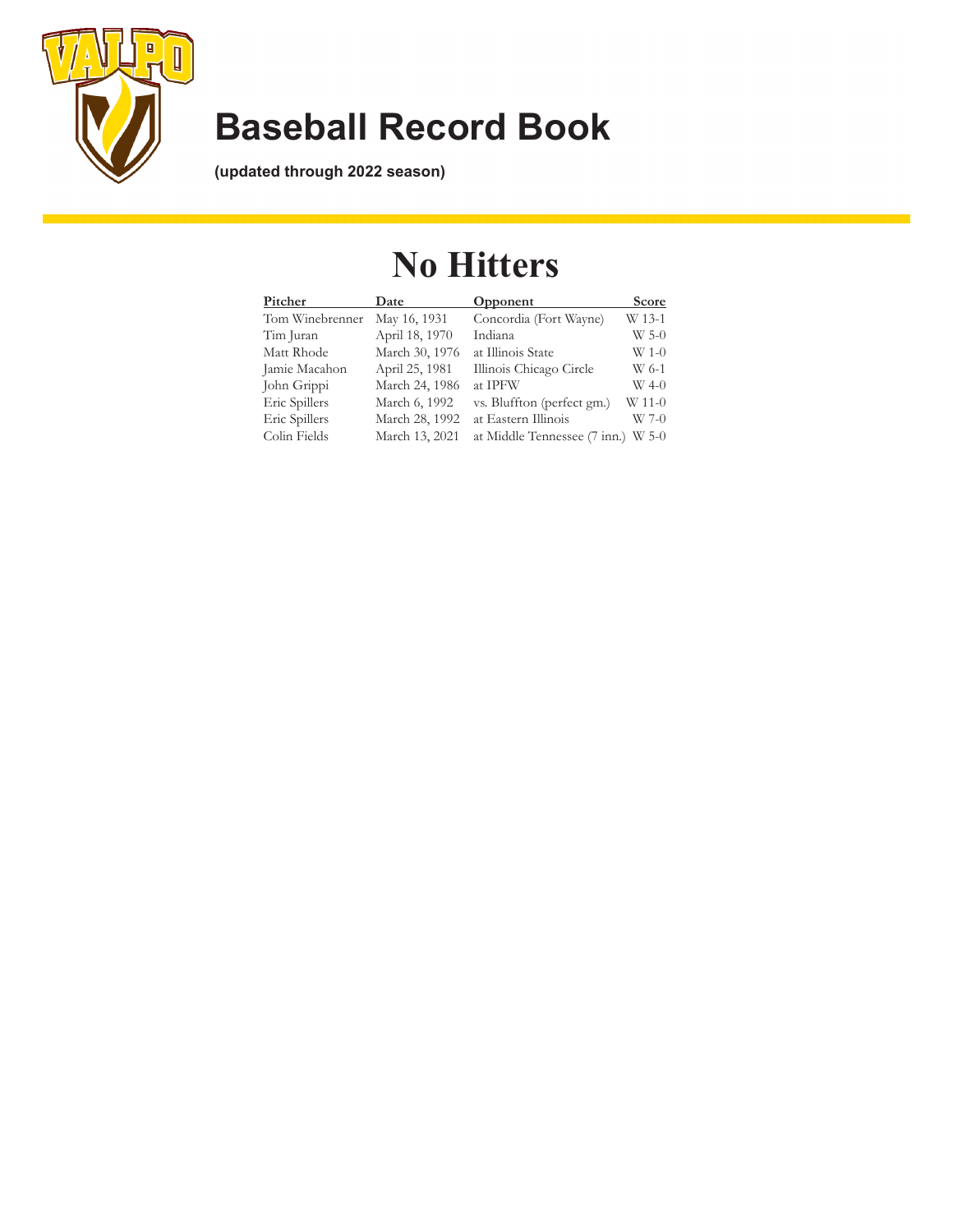# Baseball Record Book

**(updated through 2022 season)**

# No Hitters

| Pitcher | Date | Opponent | Score |
|---|---|---|---|
| Tom Winebrenner | May 16, 1931 | Concordia (Fort Wayne) | W 13-1 |
| Tim Juran | April 18, 1970 | Indiana | W 5-0 |
| Matt Rhode | March 30, 1976 | at Illinois State | W 1-0 |
| Jamie Macahon | April 25, 1981 | Illinois Chicago Circle | W 6-1 |
| John Grippi | March 24, 1986 | at IPFW | W 4-0 |
| Eric Spillers | March 6, 1992 | vs. Bluffton (perfect gm.) | W 11-0 |
| Eric Spillers | March 28, 1992 | at Eastern Illinois | W 7-0 |
| Colin Fields | March 13, 2021 | at Middle Tennessee (7 inn.) | W 5-0 |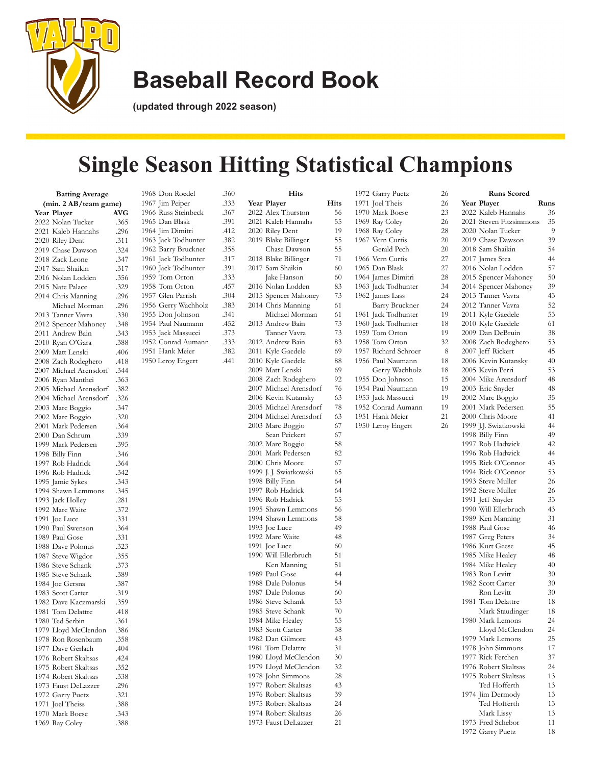# Baseball Record Book

**(updated through 2022 season)**

# Single Season Hitting Statistical Champions

### Batting Average (min. 2 AB/team game)

| Year | Player | AVG |
|---|---|---|
| 2022 | Nolan Tucker | .365 |
| 2021 | Kaleb Hannahs | .296 |
| 2020 | Riley Dent | .311 |
| 2019 | Chase Dawson | .324 |
| 2018 | Zack Leone | .347 |
| 2017 | Sam Shaikin | .317 |
| 2016 | Nolan Lodden | .356 |
| 2015 | Nate Palace | .329 |
| 2014 | Chris Manning | .296 |
| | Michael Morman | .296 |
| 2013 | Tanner Vavra | .330 |
| 2012 | Spencer Mahoney | .348 |
| 2011 | Andrew Bain | .343 |
| 2010 | Ryan O'Gara | .388 |
| 2009 | Matt Lenski | .406 |
| 2008 | Zach Rodeghero | .418 |
| 2007 | Michael Arensdorf | .344 |
| 2006 | Ryan Manthei | .363 |
| 2005 | Michael Arensdorf | .382 |
| 2004 | Michael Arensdorf | .326 |
| 2003 | Marc Boggio | .347 |
| 2002 | Marc Boggio | .320 |
| 2001 | Mark Pedersen | .364 |
| 2000 | Dan Schrum | .339 |
| 1999 | Mark Pedersen | .395 |
| 1998 | Billy Finn | .346 |
| 1997 | Rob Hadrick | .364 |
| 1996 | Rob Hadrick | .342 |
| 1995 | Jamie Sykes | .343 |
| 1994 | Shawn Lemmons | .345 |
| 1993 | Jack Holley | .281 |
| 1992 | Marc Waite | .372 |
| 1991 | Joe Luce | .331 |
| 1990 | Paul Swenson | .364 |
| 1989 | Paul Gose | .331 |
| 1988 | Dave Polonus | .323 |
| 1987 | Steve Wigdor | .355 |
| 1986 | Steve Schank | .373 |
| 1985 | Steve Schank | .389 |
| 1984 | Joe Gersna | .387 |
| 1983 | Scott Carter | .319 |
| 1982 | Dave Kaczmarski | .359 |
| 1981 | Tom Delattre | .418 |
| 1980 | Ted Serbin | .361 |
| 1979 | Lloyd McClendon | .386 |
| 1978 | Ron Rosenbaum | .358 |
| 1977 | Dave Gerlach | .404 |
| 1976 | Robert Skaltsas | .424 |
| 1975 | Robert Skaltsas | .352 |
| 1974 | Robert Skaltsas | .338 |
| 1973 | Faust DeLazzer | .296 |
| 1972 | Garry Puetz | .321 |
| 1971 | Joel Theiss | .388 |
| 1970 | Mark Boese | .343 |
| 1969 | Ray Coley | .388 |
| 1968 | Don Roedel | .360 |
| 1967 | Jim Peiper | .333 |
| 1966 | Russ Steinbeck | .367 |
| 1965 | Dan Blask | .391 |
| 1964 | Jim Dimitri | .412 |
| 1963 | Jack Todhunter | .382 |
| 1962 | Barry Bruckner | .358 |
| 1961 | Jack Todhunter | .317 |
| 1960 | Jack Todhunter | .391 |
| 1959 | Tom Orton | .333 |
| 1958 | Tom Orton | .457 |
| 1957 | Glen Parrish | .304 |
| 1956 | Gerry Wachholz | .383 |
| 1955 | Don Johnson | .341 |
| 1954 | Paul Naumann | .452 |
| 1953 | Jack Massucci | .373 |
| 1952 | Conrad Aumann | .333 |
| 1951 | Hank Meier | .382 |
| 1950 | Leroy Engert | .441 |

### Hits

| Year | Player | Hits |
|---|---|---|
| 2022 | Alex Thurston | 56 |
| 2021 | Kaleb Hannahs | 55 |
| 2020 | Riley Dent | 19 |
| 2019 | Blake Billinger | 55 |
| | Chase Dawson | 55 |
| 2018 | Blake Billinger | 71 |
| 2017 | Sam Shaikin | 60 |
| | Jake Hanson | 60 |
| 2016 | Nolan Lodden | 83 |
| 2015 | Spencer Mahoney | 73 |
| 2014 | Chris Manning | 61 |
| | Michael Morman | 61 |
| 2013 | Andrew Bain | 73 |
| | Tanner Vavra | 73 |
| 2012 | Andrew Bain | 83 |
| 2011 | Kyle Gaedele | 69 |
| 2010 | Kyle Gaedele | 88 |
| 2009 | Matt Lenski | 69 |
| 2008 | Zach Rodeghero | 92 |
| 2007 | Michael Arensdorf | 76 |
| 2006 | Kevin Kutansky | 63 |
| 2005 | Michael Arensdorf | 78 |
| 2004 | Michael Arensdorf | 63 |
| 2003 | Marc Boggio | 67 |
| | Sean Peickert | 67 |
| 2002 | Marc Boggio | 58 |
| 2001 | Mark Pedersen | 82 |
| 2000 | Chris Moore | 67 |
| 1999 | J. J. Swiatkowski | 65 |
| 1998 | Billy Finn | 64 |
| 1997 | Rob Hadrick | 64 |
| 1996 | Rob Hadrick | 55 |
| 1995 | Shawn Lemmons | 56 |
| 1994 | Shawn Lemmons | 58 |
| 1993 | Joe Luce | 49 |
| 1992 | Marc Waite | 48 |
| 1991 | Joe Luce | 60 |
| 1990 | Will Ellerbruch | 51 |
| | Ken Manning | 51 |
| 1989 | Paul Gose | 44 |
| 1988 | Dale Polonus | 54 |
| 1987 | Dale Polonus | 60 |
| 1986 | Steve Schank | 53 |
| 1985 | Steve Schank | 70 |
| 1984 | Mike Healey | 55 |
| 1983 | Scott Carter | 38 |
| 1982 | Dan Gilmore | 43 |
| 1981 | Tom Delattre | 31 |
| 1980 | Lloyd McClendon | 30 |
| 1979 | Lloyd McClendon | 32 |
| 1978 | John Simmons | 28 |
| 1977 | Robert Skaltsas | 43 |
| 1976 | Robert Skaltsas | 39 |
| 1975 | Robert Skaltsas | 24 |
| 1974 | Robert Skaltsas | 26 |
| 1973 | Faust DeLazzer | 21 |
| 1972 | Garry Puetz | 26 |
| 1971 | Joel Theis | 26 |
| 1970 | Mark Boese | 23 |
| 1969 | Ray Coley | 26 |
| 1968 | Ray Coley | 28 |
| 1967 | Vern Curtis | 20 |
| | Gerald Pech | 20 |
| 1966 | Vern Curtis | 27 |
| 1965 | Dan Blask | 27 |
| 1964 | James Dimitri | 28 |
| 1963 | Jack Todhunter | 34 |
| 1962 | James Lass | 24 |
| | Barry Bruckner | 24 |
| 1961 | Jack Todhunter | 19 |
| 1960 | Jack Todhunter | 18 |
| 1959 | Tom Orton | 19 |
| 1958 | Tom Orton | 32 |
| 1957 | Richard Schroer | 8 |
| 1956 | Paul Naumann | 18 |
| | Gerry Wachholz | 18 |
| 1955 | Don Johnson | 15 |
| 1954 | Paul Naumann | 19 |
| 1953 | Jack Massucci | 19 |
| 1952 | Conrad Aumann | 19 |
| 1951 | Hank Meier | 21 |
| 1950 | Leroy Engert | 26 |

### Runs Scored

| Year | Player | Runs |
|---|---|---|
| 2022 | Kaleb Hannahs | 36 |
| 2021 | Steven Fitzsimmons | 35 |
| 2020 | Nolan Tucker | 9 |
| 2019 | Chase Dawson | 39 |
| 2018 | Sam Shaikin | 54 |
| 2017 | James Stea | 44 |
| 2016 | Nolan Lodden | 57 |
| 2015 | Spencer Mahoney | 50 |
| 2014 | Spencer Mahoney | 39 |
| 2013 | Tanner Vavra | 43 |
| 2012 | Tanner Vavra | 52 |
| 2011 | Kyle Gaedele | 53 |
| 2010 | Kyle Gaedele | 61 |
| 2009 | Dan DeBruin | 38 |
| 2008 | Zach Rodeghero | 53 |
| 2007 | Jeff Rickert | 45 |
| 2006 | Kevin Kutansky | 40 |
| 2005 | Kevin Perri | 53 |
| 2004 | Mike Arensdorf | 48 |
| 2003 | Eric Snyder | 48 |
| 2002 | Marc Boggio | 35 |
| 2001 | Mark Pedersen | 55 |
| 2000 | Chris Moore | 41 |
| 1999 | J.J. Swiatkowski | 44 |
| 1998 | Billy Finn | 49 |
| 1997 | Rob Hadwick | 42 |
| 1996 | Rob Hadwick | 44 |
| 1995 | Rick O'Connor | 43 |
| 1994 | Rick O'Connor | 53 |
| 1993 | Steve Muller | 26 |
| 1992 | Steve Muller | 26 |
| 1991 | Jeff Snyder | 33 |
| 1990 | Will Ellerbruch | 43 |
| 1989 | Ken Manning | 31 |
| 1988 | Paul Gose | 46 |
| 1987 | Greg Peters | 34 |
| 1986 | Kurt Geese | 45 |
| 1985 | Mike Healey | 48 |
| 1984 | Mike Healey | 40 |
| 1983 | Ron Levitt | 30 |
| 1982 | Scott Carter | 30 |
| | Ron Levitt | 30 |
| 1981 | Tom Delattre | 18 |
| | Mark Staudinger | 18 |
| 1980 | Mark Lemons | 24 |
| | Lloyd McClendon | 24 |
| 1979 | Mark Lemons | 25 |
| 1978 | John Simmons | 17 |
| 1977 | Rick Ferchen | 37 |
| 1976 | Robert Skaltsas | 24 |
| 1975 | Robert Skaltsas | 13 |
| | Ted Hofferth | 13 |
| 1974 | Jim Dermody | 13 |
| | Ted Hofferth | 13 |
| | Mark Lissy | 13 |
| 1973 | Fred Schebor | 11 |
| 1972 | Garry Puetz | 18 |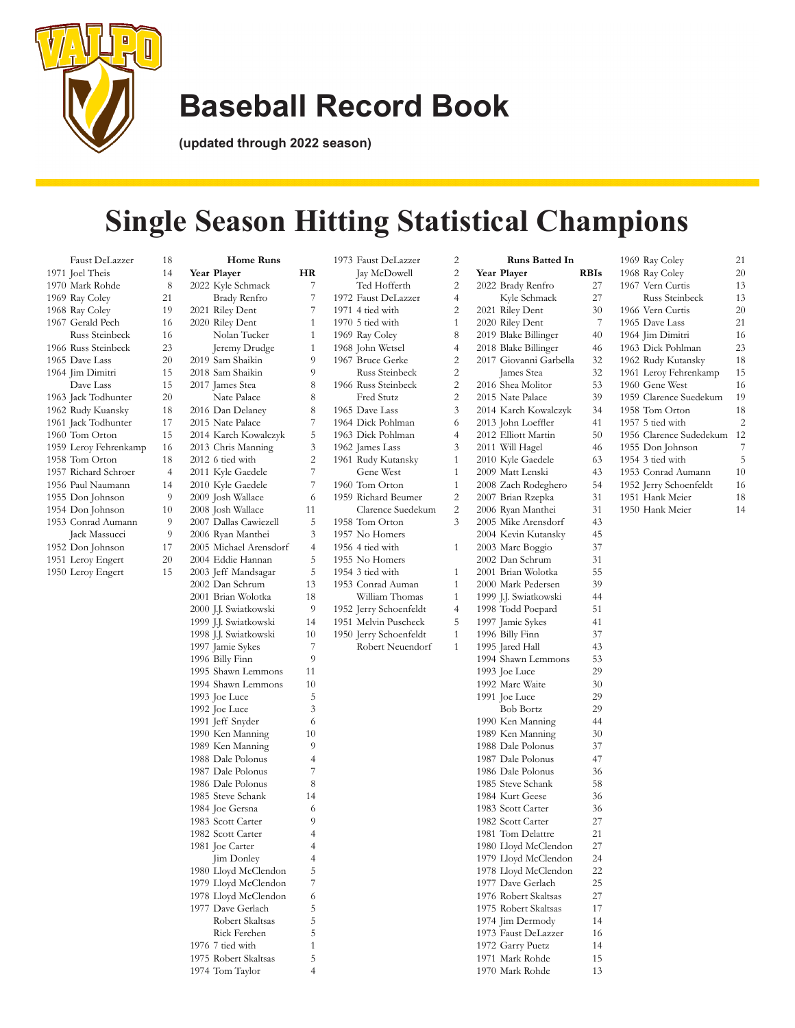# Baseball Record Book

**(updated through 2022 season)**

# Single Season Hitting Statistical Champions

| Year | Player | |
|---|---|---|
| | Faust DeLazzer | 18 |
| 1971 | Joel Theis | 14 |
| 1970 | Mark Rohde | 8 |
| 1969 | Ray Coley | 21 |
| 1968 | Ray Coley | 19 |
| 1967 | Gerald Pech | 16 |
| | Russ Steinbeck | 16 |
| 1966 | Russ Steinbeck | 23 |
| 1965 | Dave Lass | 20 |
| 1964 | Jim Dimitri | 15 |
| | Dave Lass | 15 |
| 1963 | Jack Todhunter | 20 |
| 1962 | Rudy Kuansky | 18 |
| 1961 | Jack Todhunter | 17 |
| 1960 | Tom Orton | 15 |
| 1959 | Leroy Fehrenkamp | 16 |
| 1958 | Tom Orton | 18 |
| 1957 | Richard Schroer | 4 |
| 1956 | Paul Naumann | 14 |
| 1955 | Don Johnson | 9 |
| 1954 | Don Johnson | 10 |
| 1953 | Conrad Aumann | 9 |
| | Jack Massucci | 9 |
| 1952 | Don Johnson | 17 |
| 1951 | Leroy Engert | 20 |
| 1950 | Leroy Engert | 15 |

**Home Runs**

| Year | Player | HR |
|---|---|---|
| 2022 | Kyle Schmack | 7 |
| | Brady Renfro | 7 |
| 2021 | Riley Dent | 7 |
| 2020 | Riley Dent | 1 |
| | Nolan Tucker | 1 |
| | Jeremy Drudge | 1 |
| 2019 | Sam Shaikin | 9 |
| 2018 | Sam Shaikin | 9 |
| 2017 | James Stea | 8 |
| | Nate Palace | 8 |
| 2016 | Dan Delaney | 8 |
| 2015 | Nate Palace | 7 |
| 2014 | Karch Kowalczyk | 5 |
| 2013 | Chris Manning | 3 |
| 2012 | 6 tied with | 2 |
| 2011 | Kyle Gaedele | 7 |
| 2010 | Kyle Gaedele | 7 |
| 2009 | Josh Wallace | 6 |
| 2008 | Josh Wallace | 11 |
| 2007 | Dallas Cawiezell | 5 |
| 2006 | Ryan Manthei | 3 |
| 2005 | Michael Arensdorf | 4 |
| 2004 | Eddie Hannan | 5 |
| 2003 | Jeff Mandsagar | 5 |
| 2002 | Dan Schrum | 13 |
| 2001 | Brian Wolotka | 18 |
| 2000 | J.J. Swiatkowski | 9 |
| 1999 | J.J. Swiatkowski | 14 |
| 1998 | J.J. Swiatkowski | 10 |
| 1997 | Jamie Sykes | 7 |
| 1996 | Billy Finn | 9 |
| 1995 | Shawn Lemmons | 11 |
| 1994 | Shawn Lemmons | 10 |
| 1993 | Joe Luce | 5 |
| 1992 | Joe Luce | 3 |
| 1991 | Jeff Snyder | 6 |
| 1990 | Ken Manning | 10 |
| 1989 | Ken Manning | 9 |
| 1988 | Dale Polonus | 4 |
| 1987 | Dale Polonus | 7 |
| 1986 | Dale Polonus | 8 |
| 1985 | Steve Schank | 14 |
| 1984 | Joe Gersna | 6 |
| 1983 | Scott Carter | 9 |
| 1982 | Scott Carter | 4 |
| 1981 | Joe Carter | 4 |
| | Jim Donley | 4 |
| 1980 | Lloyd McClendon | 5 |
| 1979 | Lloyd McClendon | 7 |
| 1978 | Lloyd McClendon | 6 |
| 1977 | Dave Gerlach | 5 |
| | Robert Skaltsas | 5 |
| | Rick Ferchen | 5 |
| 1976 | 7 tied with | 1 |
| 1975 | Robert Skaltsas | 5 |
| 1974 | Tom Taylor | 4 |
| 1973 | Faust DeLazzer | 2 |
| | Jay McDowell | 2 |
| | Ted Hofferth | 2 |
| 1972 | Faust DeLazzer | 4 |
| 1971 | 4 tied with | 2 |
| 1970 | 5 tied with | 1 |
| 1969 | Ray Coley | 8 |
| 1968 | John Wetsel | 4 |
| 1967 | Bruce Gerke | 2 |
| | Russ Steinbeck | 2 |
| 1966 | Russ Steinbeck | 2 |
| | Fred Stutz | 2 |
| 1965 | Dave Lass | 3 |
| 1964 | Dick Pohlman | 6 |
| 1963 | Dick Pohlman | 4 |
| 1962 | James Lass | 3 |
| 1961 | Rudy Kutansky | 1 |
| | Gene West | 1 |
| 1960 | Tom Orton | 1 |
| 1959 | Richard Beumer | 2 |
| | Clarence Suedekum | 2 |
| 1958 | Tom Orton | 3 |
| 1957 | No Homers | |
| 1956 | 4 tied with | 1 |
| 1955 | No Homers | |
| 1954 | 3 tied with | 1 |
| 1953 | Conrad Auman | 1 |
| | William Thomas | 1 |
| 1952 | Jerry Schoenfeldt | 4 |
| 1951 | Melvin Puscheck | 5 |
| 1950 | Jerry Schoenfeldt | 1 |
| | Robert Neuendorf | 1 |

**Runs Batted In**

| Year | Player | RBIs |
|---|---|---|
| 2022 | Brady Renfro | 27 |
| | Kyle Schmack | 27 |
| 2021 | Riley Dent | 30 |
| 2020 | Riley Dent | 7 |
| 2019 | Blake Billinger | 40 |
| 2018 | Blake Billinger | 46 |
| 2017 | Giovanni Garbella | 32 |
| | James Stea | 32 |
| 2016 | Shea Molitor | 53 |
| 2015 | Nate Palace | 39 |
| 2014 | Karch Kowalczyk | 34 |
| 2013 | John Loeffler | 41 |
| 2012 | Elliott Martin | 50 |
| 2011 | Will Hagel | 46 |
| 2010 | Kyle Gaedele | 63 |
| 2009 | Matt Lenski | 43 |
| 2008 | Zach Rodeghero | 54 |
| 2007 | Brian Rzepka | 31 |
| 2006 | Ryan Manthei | 31 |
| 2005 | Mike Arensdorf | 43 |
| 2004 | Kevin Kutansky | 45 |
| 2003 | Marc Boggio | 37 |
| 2002 | Dan Schrum | 31 |
| 2001 | Brian Wolotka | 55 |
| 2000 | Mark Pedersen | 39 |
| 1999 | J.J. Swiatkowski | 44 |
| 1998 | Todd Poepard | 51 |
| 1997 | Jamie Sykes | 41 |
| 1996 | Billy Finn | 37 |
| 1995 | Jared Hall | 43 |
| 1994 | Shawn Lemmons | 53 |
| 1993 | Joe Luce | 29 |
| 1992 | Marc Waite | 30 |
| 1991 | Joe Luce | 29 |
| | Bob Bortz | 29 |
| 1990 | Ken Manning | 44 |
| 1989 | Ken Manning | 30 |
| 1988 | Dale Polonus | 37 |
| 1987 | Dale Polonus | 47 |
| 1986 | Dale Polonus | 36 |
| 1985 | Steve Schank | 58 |
| 1984 | Kurt Geese | 36 |
| 1983 | Scott Carter | 36 |
| 1982 | Scott Carter | 27 |
| 1981 | Tom Delattre | 21 |
| 1980 | Lloyd McClendon | 27 |
| 1979 | Lloyd McClendon | 24 |
| 1978 | Lloyd McClendon | 22 |
| 1977 | Dave Gerlach | 25 |
| 1976 | Robert Skaltsas | 27 |
| 1975 | Robert Skaltsas | 17 |
| 1974 | Jim Dermody | 14 |
| 1973 | Faust DeLazzer | 16 |
| 1972 | Garry Puetz | 14 |
| 1971 | Mark Rohde | 15 |
| 1970 | Mark Rohde | 13 |
| 1969 | Ray Coley | 21 |
| 1968 | Ray Coley | 20 |
| 1967 | Vern Curtis | 13 |
| | Russ Steinbeck | 13 |
| 1966 | Vern Curtis | 20 |
| 1965 | Dave Lass | 21 |
| 1964 | Jim Dimitri | 16 |
| 1963 | Dick Pohlman | 23 |
| 1962 | Rudy Kutansky | 18 |
| 1961 | Leroy Fehrenkamp | 15 |
| 1960 | Gene West | 16 |
| 1959 | Clarence Suedekum | 19 |
| 1958 | Tom Orton | 18 |
| 1957 | 5 tied with | 2 |
| 1956 | Clarence Sudedekum | 12 |
| 1955 | Don Johnson | 7 |
| 1954 | 3 tied with | 5 |
| 1953 | Conrad Aumann | 10 |
| 1952 | Jerry Schoenfeldt | 16 |
| 1951 | Hank Meier | 18 |
| 1950 | Hank Meier | 14 |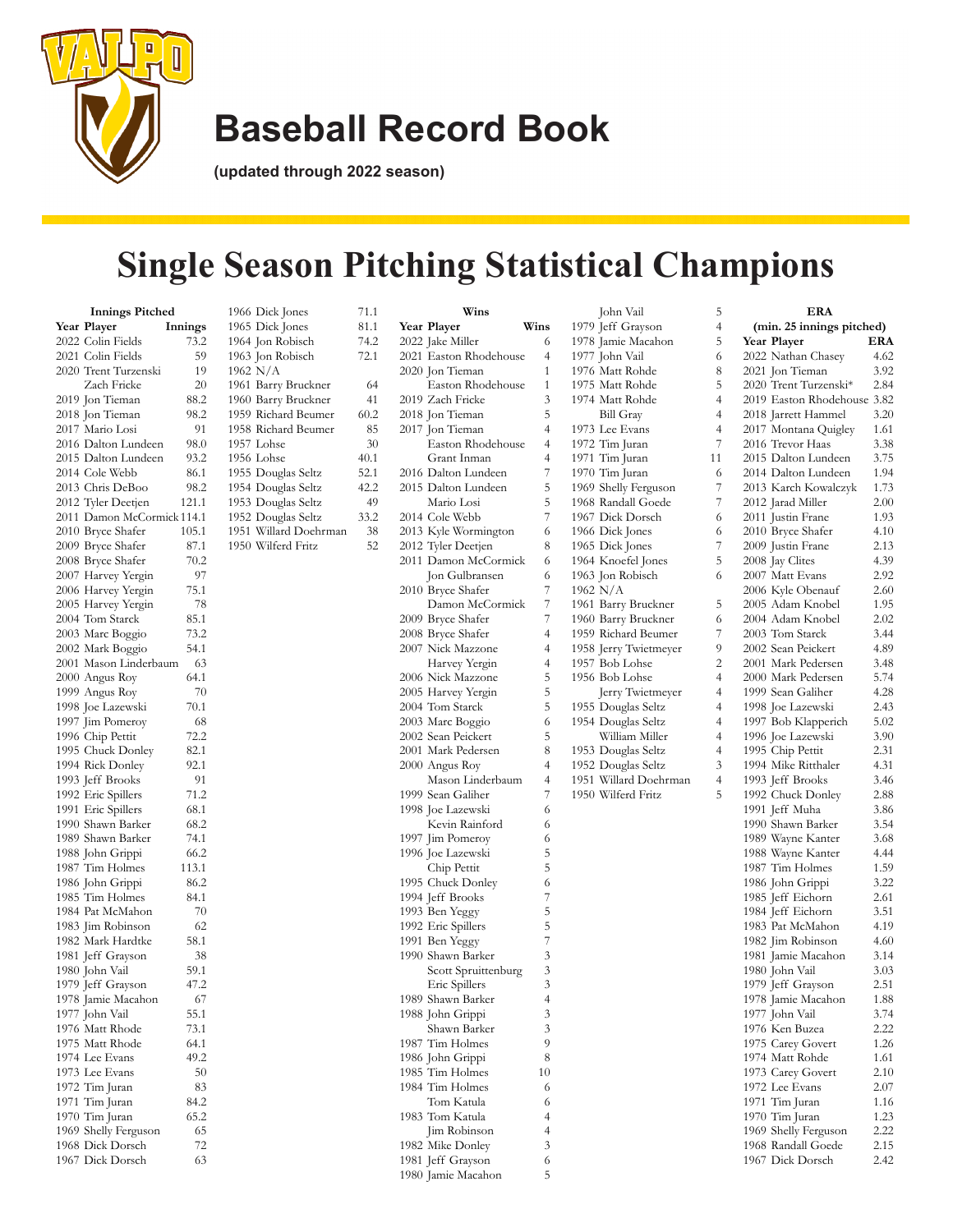# Baseball Record Book

**(updated through 2022 season)**

# Single Season Pitching Statistical Champions

### Innings Pitched

| Year | Player | Innings |
|---|---|---|
| 2022 | Colin Fields | 73.2 |
| 2021 | Colin Fields | 59 |
| 2020 | Trent Turzenski | 19 |
| | Zach Fricke | 20 |
| 2019 | Jon Tieman | 88.2 |
| 2018 | Jon Tieman | 98.2 |
| 2017 | Mario Losi | 91 |
| 2016 | Dalton Lundeen | 98.0 |
| 2015 | Dalton Lundeen | 93.2 |
| 2014 | Cole Webb | 86.1 |
| 2013 | Chris DeBoo | 98.2 |
| 2012 | Tyler Deetjen | 121.1 |
| 2011 | Damon McCormick | 114.1 |
| 2010 | Bryce Shafer | 105.1 |
| 2009 | Bryce Shafer | 87.1 |
| 2008 | Bryce Shafer | 70.2 |
| 2007 | Harvey Yergin | 97 |
| 2006 | Harvey Yergin | 75.1 |
| 2005 | Harvey Yergin | 78 |
| 2004 | Tom Starck | 85.1 |
| 2003 | Marc Boggio | 73.2 |
| 2002 | Mark Boggio | 54.1 |
| 2001 | Mason Linderbaum | 63 |
| 2000 | Angus Roy | 64.1 |
| 1999 | Angus Roy | 70 |
| 1998 | Joe Lazewski | 70.1 |
| 1997 | Jim Pomeroy | 68 |
| 1996 | Chip Pettit | 72.2 |
| 1995 | Chuck Donley | 82.1 |
| 1994 | Rick Donley | 92.1 |
| 1993 | Jeff Brooks | 91 |
| 1992 | Eric Spillers | 71.2 |
| 1991 | Eric Spillers | 68.1 |
| 1990 | Shawn Barker | 68.2 |
| 1989 | Shawn Barker | 74.1 |
| 1988 | John Grippi | 66.2 |
| 1987 | Tim Holmes | 113.1 |
| 1986 | John Grippi | 86.2 |
| 1985 | Tim Holmes | 84.1 |
| 1984 | Pat McMahon | 70 |
| 1983 | Jim Robinson | 62 |
| 1982 | Mark Hardtke | 58.1 |
| 1981 | Jeff Grayson | 38 |
| 1980 | John Vail | 59.1 |
| 1979 | Jeff Grayson | 47.2 |
| 1978 | Jamie Macahon | 67 |
| 1977 | John Vail | 55.1 |
| 1976 | Matt Rhode | 73.1 |
| 1975 | Matt Rhode | 64.1 |
| 1974 | Lee Evans | 49.2 |
| 1973 | Lee Evans | 50 |
| 1972 | Tim Juran | 83 |
| 1971 | Tim Juran | 84.2 |
| 1970 | Tim Juran | 65.2 |
| 1969 | Shelly Ferguson | 65 |
| 1968 | Dick Dorsch | 72 |
| 1967 | Dick Dorsch | 63 |
| 1966 | Dick Jones | 71.1 |
| 1965 | Dick Jones | 81.1 |
| 1964 | Jon Robisch | 74.2 |
| 1963 | Jon Robisch | 72.1 |
| 1962 | N/A | |
| 1961 | Barry Bruckner | 64 |
| 1960 | Barry Bruckner | 41 |
| 1959 | Richard Beumer | 60.2 |
| 1958 | Richard Beumer | 85 |
| 1957 | Lohse | 30 |
| 1956 | Lohse | 40.1 |
| 1955 | Douglas Seltz | 52.1 |
| 1954 | Douglas Seltz | 42.2 |
| 1953 | Douglas Seltz | 49 |
| 1952 | Douglas Seltz | 33.2 |
| 1951 | Willard Doehrman | 38 |
| 1950 | Wilferd Fritz | 52 |

### Wins

| Year | Player | Wins |
|---|---|---|
| 2022 | Jake Miller | 6 |
| 2021 | Easton Rhodehouse | 4 |
| 2020 | Jon Tieman | 1 |
| | Easton Rhodehouse | 1 |
| 2019 | Zach Fricke | 3 |
| 2018 | Jon Tieman | 5 |
| 2017 | Jon Tieman | 4 |
| | Easton Rhodehouse | 4 |
| | Grant Inman | 4 |
| 2016 | Dalton Lundeen | 7 |
| 2015 | Dalton Lundeen | 5 |
| | Mario Losi | 5 |
| 2014 | Cole Webb | 7 |
| 2013 | Kyle Wormington | 6 |
| 2012 | Tyler Deetjen | 8 |
| 2011 | Damon McCormick | 6 |
| | Jon Gulbransen | 6 |
| 2010 | Bryce Shafer | 7 |
| | Damon McCormick | 7 |
| 2009 | Bryce Shafer | 7 |
| 2008 | Bryce Shafer | 4 |
| 2007 | Nick Mazzone | 4 |
| | Harvey Yergin | 4 |
| 2006 | Nick Mazzone | 5 |
| 2005 | Harvey Yergin | 5 |
| 2004 | Tom Starck | 5 |
| 2003 | Marc Boggio | 6 |
| 2002 | Sean Peickert | 5 |
| 2001 | Mark Pedersen | 8 |
| 2000 | Angus Roy | 4 |
| | Mason Linderbaum | 4 |
| 1999 | Sean Galiher | 7 |
| 1998 | Joe Lazewski | 6 |
| | Kevin Rainford | 6 |
| 1997 | Jim Pomeroy | 6 |
| 1996 | Joe Lazewski | 5 |
| | Chip Pettit | 5 |
| 1995 | Chuck Donley | 6 |
| 1994 | Jeff Brooks | 7 |
| 1993 | Ben Yeggy | 5 |
| 1992 | Eric Spillers | 5 |
| 1991 | Ben Yeggy | 7 |
| 1990 | Shawn Barker | 3 |
| | Scott Spruittenburg | 3 |
| | Eric Spillers | 3 |
| 1989 | Shawn Barker | 4 |
| 1988 | John Grippi | 3 |
| | Shawn Barker | 3 |
| 1987 | Tim Holmes | 9 |
| 1986 | John Grippi | 8 |
| 1985 | Tim Holmes | 10 |
| 1984 | Tim Holmes | 6 |
| | Tom Katula | 6 |
| 1983 | Tom Katula | 4 |
| | Jim Robinson | 4 |
| 1982 | Mike Donley | 3 |
| 1981 | Jeff Grayson | 6 |
| 1980 | Jamie Macahon | 5 |
| | John Vail | 5 |
| 1979 | Jeff Grayson | 4 |
| 1978 | Jamie Macahon | 5 |
| 1977 | John Vail | 6 |
| 1976 | Matt Rohde | 8 |
| 1975 | Matt Rohde | 5 |
| 1974 | Matt Rohde | 4 |
| | Bill Gray | 4 |
| 1973 | Lee Evans | 4 |
| 1972 | Tim Juran | 7 |
| 1971 | Tim Juran | 11 |
| 1970 | Tim Juran | 6 |
| 1969 | Shelly Ferguson | 7 |
| 1968 | Randall Goede | 7 |
| 1967 | Dick Dorsch | 6 |
| 1966 | Dick Jones | 6 |
| 1965 | Dick Jones | 7 |
| 1964 | Knoefel Jones | 5 |
| 1963 | Jon Robisch | 6 |
| 1962 | N/A | |
| 1961 | Barry Bruckner | 5 |
| 1960 | Barry Bruckner | 6 |
| 1959 | Richard Beumer | 7 |
| 1958 | Jerry Twietmeyer | 9 |
| 1957 | Bob Lohse | 2 |
| 1956 | Bob Lohse | 4 |
| | Jerry Twietmeyer | 4 |
| 1955 | Douglas Seltz | 4 |
| 1954 | Douglas Seltz | 4 |
| | William Miller | 4 |
| 1953 | Douglas Seltz | 4 |
| 1952 | Douglas Seltz | 3 |
| 1951 | Willard Doehrman | 4 |
| 1950 | Wilferd Fritz | 5 |

### ERA
**(min. 25 innings pitched)**

| Year | Player | ERA |
|---|---|---|
| 2022 | Nathan Chasey | 4.62 |
| 2021 | Jon Tieman | 3.92 |
| 2020 | Trent Turzenski* | 2.84 |
| 2019 | Easton Rhodehouse | 3.82 |
| 2018 | Jarrett Hammel | 3.20 |
| 2017 | Montana Quigley | 1.61 |
| 2016 | Trevor Haas | 3.38 |
| 2015 | Dalton Lundeen | 3.75 |
| 2014 | Dalton Lundeen | 1.94 |
| 2013 | Karch Kowalczyk | 1.73 |
| 2012 | Jarad Miller | 2.00 |
| 2011 | Justin Frane | 1.93 |
| 2010 | Bryce Shafer | 4.10 |
| 2009 | Justin Frane | 2.13 |
| 2008 | Jay Clites | 4.39 |
| 2007 | Matt Evans | 2.92 |
| 2006 | Kyle Obenauf | 2.60 |
| 2005 | Adam Knobel | 1.95 |
| 2004 | Adam Knobel | 2.02 |
| 2003 | Tom Starck | 3.44 |
| 2002 | Sean Peickert | 4.89 |
| 2001 | Mark Pedersen | 3.48 |
| 2000 | Mark Pedersen | 5.74 |
| 1999 | Sean Galiher | 4.28 |
| 1998 | Joe Lazewski | 2.43 |
| 1997 | Bob Klapperich | 5.02 |
| 1996 | Joe Lazewski | 3.90 |
| 1995 | Chip Pettit | 2.31 |
| 1994 | Mike Ritthaler | 4.31 |
| 1993 | Jeff Brooks | 3.46 |
| 1992 | Chuck Donley | 2.88 |
| 1991 | Jeff Muha | 3.86 |
| 1990 | Shawn Barker | 3.54 |
| 1989 | Wayne Kanter | 3.68 |
| 1988 | Wayne Kanter | 4.44 |
| 1987 | Tim Holmes | 1.59 |
| 1986 | John Grippi | 3.22 |
| 1985 | Jeff Eichorn | 2.61 |
| 1984 | Jeff Eichorn | 3.51 |
| 1983 | Pat McMahon | 4.19 |
| 1982 | Jim Robinson | 4.60 |
| 1981 | Jamie Macahon | 3.14 |
| 1980 | John Vail | 3.03 |
| 1979 | Jeff Grayson | 2.51 |
| 1978 | Jamie Macahon | 1.88 |
| 1977 | John Vail | 3.74 |
| 1976 | Ken Buzea | 2.22 |
| 1975 | Carey Govert | 1.26 |
| 1974 | Matt Rohde | 1.61 |
| 1973 | Carey Govert | 2.10 |
| 1972 | Lee Evans | 2.07 |
| 1971 | Tim Juran | 1.16 |
| 1970 | Tim Juran | 1.23 |
| 1969 | Shelly Ferguson | 2.22 |
| 1968 | Randall Goede | 2.15 |
| 1967 | Dick Dorsch | 2.42 |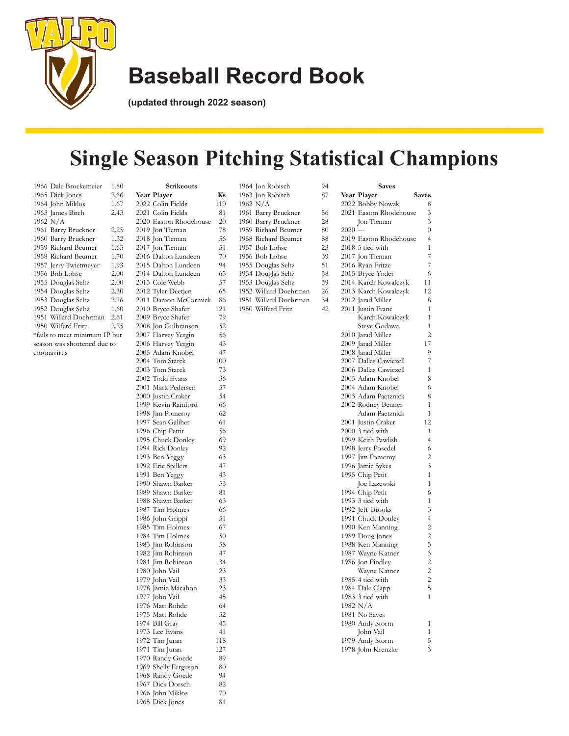# Baseball Record Book

**(updated through 2022 season)**

# Single Season Pitching Statistical Champions

| Year | Player | ERA |
|---|---|---|
| 1966 | Dale Broekemeier | 1.80 |
| 1965 | Dick Jones | 2.66 |
| 1964 | John Miklos | 1.67 |
| 1963 | James Birch | 2.43 |
| 1962 | N/A | |
| 1961 | Barry Bruckner | 2.25 |
| 1960 | Barry Bruckner | 1.32 |
| 1959 | Richard Beumer | 1.65 |
| 1958 | Richard Beumer | 1.70 |
| 1957 | Jerry Twietmeyer | 1.93 |
| 1956 | Bob Lohse | 2.00 |
| 1955 | Douglas Seltz | 2.00 |
| 1954 | Douglas Seltz | 2.30 |
| 1953 | Douglas Seltz | 2.76 |
| 1952 | Douglas Seltz | 1.60 |
| 1951 | Willard Doehrman | 2.61 |
| 1950 | Wilferd Fritz | 2.25 |

*fails to meet minimum IP but season was shortened due to coronavirus

**Strikeouts**

| Year | Player | Ks |
|---|---|---|
| 2022 | Colin Fields | 110 |
| 2021 | Colin Fields | 81 |
| 2020 | Easton Rhodehouse | 20 |
| 2019 | Jon Tieman | 78 |
| 2018 | Jon Tieman | 56 |
| 2017 | Jon Tieman | 51 |
| 2016 | Dalton Lundeen | 70 |
| 2015 | Dalton Lundeen | 94 |
| 2014 | Dalton Lundeen | 65 |
| 2013 | Cole Webb | 57 |
| 2012 | Tyler Deetjen | 65 |
| 2011 | Damon McCormick | 86 |
| 2010 | Bryce Shafer | 121 |
| 2009 | Bryce Shafer | 79 |
| 2008 | Jon Gulbransen | 52 |
| 2007 | Harvey Yergin | 56 |
| 2006 | Harvey Yergin | 43 |
| 2005 | Adam Knobel | 47 |
| 2004 | Tom Starck | 100 |
| 2003 | Tom Starck | 73 |
| 2002 | Todd Evans | 36 |
| 2001 | Mark Pedersen | 57 |
| 2000 | Justin Craker | 54 |
| 1999 | Kevin Rainford | 66 |
| 1998 | Jim Pomeroy | 62 |
| 1997 | Sean Galiher | 61 |
| 1996 | Chip Pettit | 56 |
| 1995 | Chuck Donley | 69 |
| 1994 | Rick Donley | 92 |
| 1993 | Ben Yeggy | 63 |
| 1992 | Eric Spillers | 47 |
| 1991 | Ben Yeggy | 43 |
| 1990 | Shawn Barker | 53 |
| 1989 | Shawn Barker | 81 |
| 1988 | Shawn Barker | 63 |
| 1987 | Tim Holmes | 66 |
| 1986 | John Grippi | 51 |
| 1985 | Tim Holmes | 67 |
| 1984 | Tim Holmes | 50 |
| 1983 | Jim Robinson | 58 |
| 1982 | Jim Robinson | 47 |
| 1981 | Jim Robinson | 34 |
| 1980 | John Vail | 23 |
| 1979 | John Vail | 33 |
| 1978 | Jamie Macahon | 23 |
| 1977 | John Vail | 45 |
| 1976 | Matt Rohde | 64 |
| 1975 | Matt Rohde | 52 |
| 1974 | Bill Gray | 45 |
| 1973 | Lee Evans | 41 |
| 1972 | Tim Juran | 118 |
| 1971 | Tim Juran | 127 |
| 1970 | Randy Goede | 89 |
| 1969 | Shelly Ferguson | 80 |
| 1968 | Randy Goede | 94 |
| 1967 | Dick Dorsch | 82 |
| 1966 | John Miklos | 70 |
| 1965 | Dick Jones | 81 |
| 1964 | Jon Robisch | 94 |
| 1963 | Jon Robisch | 87 |
| 1962 | N/A | |
| 1961 | Barry Bruckner | 56 |
| 1960 | Barry Bruckner | 28 |
| 1959 | Richard Beumer | 80 |
| 1958 | Richard Beumer | 88 |
| 1957 | Bob Lohse | 23 |
| 1956 | Bob Lohse | 39 |
| 1955 | Douglas Seltz | 51 |
| 1954 | Douglas Seltz | 38 |
| 1953 | Douglas Seltz | 39 |
| 1952 | Willard Doehrman | 26 |
| 1951 | Willard Doehrman | 34 |
| 1950 | Wilferd Fritz | 42 |

**Saves**

| Year | Player | Saves |
|---|---|---|
| 2022 | Bobby Nowak | 8 |
| 2021 | Easton Rhodehouse | 3 |
| | Jon Tieman | 3 |
| 2020 | --- | 0 |
| 2019 | Easton Rhodehouse | 4 |
| 2018 | 5 tied with | 1 |
| 2017 | Jon Tieman | 7 |
| 2016 | Ryan Fritze | 7 |
| 2015 | Bryce Yoder | 6 |
| 2014 | Karch Kowalczyk | 11 |
| 2013 | Karch Kowalczyk | 12 |
| 2012 | Jarad Miller | 8 |
| 2011 | Justin Frane | 1 |
| | Karch Kowalczyk | 1 |
| | Steve Godawa | 1 |
| 2010 | Jarad Miller | 2 |
| 2009 | Jarad Miller | 17 |
| 2008 | Jarad Miller | 9 |
| 2007 | Dallas Cawiezell | 7 |
| 2006 | Dallas Cawiezell | 1 |
| 2005 | Adam Knobel | 8 |
| 2004 | Adam Knobel | 6 |
| 2003 | Adam Paetznick | 8 |
| 2002 | Rodney Benner | 1 |
| | Adam Paetznick | 1 |
| 2001 | Justin Craker | 12 |
| 2000 | 3 tied with | 1 |
| 1999 | Keith Pawlish | 4 |
| 1998 | Jerry Posedel | 6 |
| 1997 | Jim Pomeroy | 2 |
| 1996 | Jamie Sykes | 3 |
| 1995 | Chip Petit | 1 |
| | Joe Lazewski | 1 |
| 1994 | Chip Petit | 6 |
| 1993 | 3 tied with | 1 |
| 1992 | Jeff Brooks | 3 |
| 1991 | Chuck Donley | 4 |
| 1990 | Ken Manning | 2 |
| 1989 | Doug Jones | 2 |
| 1988 | Ken Manning | 5 |
| 1987 | Wayne Katner | 3 |
| 1986 | Jon Findley | 2 |
| | Wayne Katner | 2 |
| 1985 | 4 tied with | 2 |
| 1984 | Dale Clapp | 5 |
| 1983 | 3 tied with | 1 |
| 1982 | N/A | |
| 1981 | No Saves | |
| 1980 | Andy Storm | 1 |
| | John Vail | 1 |
| 1979 | Andy Storm | 5 |
| 1978 | John Krenzke | 3 |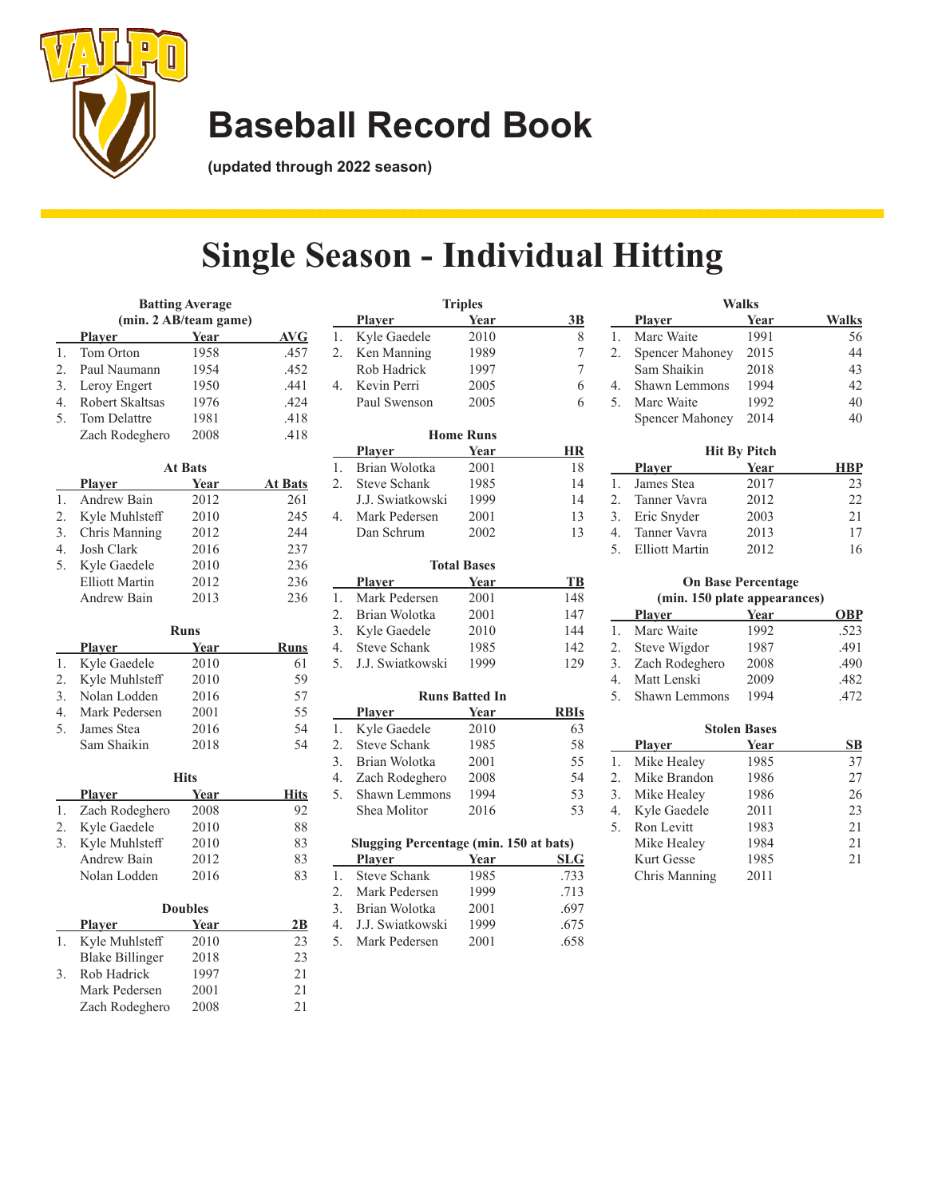# Baseball Record Book

**(updated through 2022 season)**

# Single Season - Individual Hitting

### Batting Average (min. 2 AB/team game)

| | Player | Year | AVG |
|---|---|---|---|
| 1. | Tom Orton | 1958 | .457 |
| 2. | Paul Naumann | 1954 | .452 |
| 3. | Leroy Engert | 1950 | .441 |
| 4. | Robert Skaltsas | 1976 | .424 |
| 5. | Tom Delattre | 1981 | .418 |
| | Zach Rodeghero | 2008 | .418 |

### At Bats

| | Player | Year | At Bats |
|---|---|---|---|
| 1. | Andrew Bain | 2012 | 261 |
| 2. | Kyle Muhlsteff | 2010 | 245 |
| 3. | Chris Manning | 2012 | 244 |
| 4. | Josh Clark | 2016 | 237 |
| 5. | Kyle Gaedele | 2010 | 236 |
| | Elliott Martin | 2012 | 236 |
| | Andrew Bain | 2013 | 236 |

### Runs

| | Player | Year | Runs |
|---|---|---|---|
| 1. | Kyle Gaedele | 2010 | 61 |
| 2. | Kyle Muhlsteff | 2010 | 59 |
| 3. | Nolan Lodden | 2016 | 57 |
| 4. | Mark Pedersen | 2001 | 55 |
| 5. | James Stea | 2016 | 54 |
| | Sam Shaikin | 2018 | 54 |

### Hits

| | Player | Year | Hits |
|---|---|---|---|
| 1. | Zach Rodeghero | 2008 | 92 |
| 2. | Kyle Gaedele | 2010 | 88 |
| 3. | Kyle Muhlsteff | 2010 | 83 |
| | Andrew Bain | 2012 | 83 |
| | Nolan Lodden | 2016 | 83 |

### Doubles

| | Player | Year | 2B |
|---|---|---|---|
| 1. | Kyle Muhlsteff | 2010 | 23 |
| | Blake Billinger | 2018 | 23 |
| 3. | Rob Hadrick | 1997 | 21 |
| | Mark Pedersen | 2001 | 21 |
| | Zach Rodeghero | 2008 | 21 |

### Triples

| | Player | Year | 3B |
|---|---|---|---|
| 1. | Kyle Gaedele | 2010 | 8 |
| 2. | Ken Manning | 1989 | 7 |
| | Rob Hadrick | 1997 | 7 |
| 4. | Kevin Perri | 2005 | 6 |
| | Paul Swenson | 2005 | 6 |

### Home Runs

| | Player | Year | HR |
|---|---|---|---|
| 1. | Brian Wolotka | 2001 | 18 |
| 2. | Steve Schank | 1985 | 14 |
| | J.J. Swiatkowski | 1999 | 14 |
| 4. | Mark Pedersen | 2001 | 13 |
| | Dan Schrum | 2002 | 13 |

### Total Bases

| | Player | Year | TB |
|---|---|---|---|
| 1. | Mark Pedersen | 2001 | 148 |
| 2. | Brian Wolotka | 2001 | 147 |
| 3. | Kyle Gaedele | 2010 | 144 |
| 4. | Steve Schank | 1985 | 142 |
| 5. | J.J. Swiatkowski | 1999 | 129 |

### Runs Batted In

| | Player | Year | RBIs |
|---|---|---|---|
| 1. | Kyle Gaedele | 2010 | 63 |
| 2. | Steve Schank | 1985 | 58 |
| 3. | Brian Wolotka | 2001 | 55 |
| 4. | Zach Rodeghero | 2008 | 54 |
| 5. | Shawn Lemmons | 1994 | 53 |
| | Shea Molitor | 2016 | 53 |

### Slugging Percentage (min. 150 at bats)

| | Player | Year | SLG |
|---|---|---|---|
| 1. | Steve Schank | 1985 | .733 |
| 2. | Mark Pedersen | 1999 | .713 |
| 3. | Brian Wolotka | 2001 | .697 |
| 4. | J.J. Swiatkowski | 1999 | .675 |
| 5. | Mark Pedersen | 2001 | .658 |

### Walks

| | Player | Year | Walks |
|---|---|---|---|
| 1. | Marc Waite | 1991 | 56 |
| 2. | Spencer Mahoney | 2015 | 44 |
| | Sam Shaikin | 2018 | 43 |
| 4. | Shawn Lemmons | 1994 | 42 |
| 5. | Marc Waite | 1992 | 40 |
| | Spencer Mahoney | 2014 | 40 |

### Hit By Pitch

| | Player | Year | HBP |
|---|---|---|---|
| 1. | James Stea | 2017 | 23 |
| 2. | Tanner Vavra | 2012 | 22 |
| 3. | Eric Snyder | 2003 | 21 |
| 4. | Tanner Vavra | 2013 | 17 |
| 5. | Elliott Martin | 2012 | 16 |

### On Base Percentage (min. 150 plate appearances)

| | Player | Year | OBP |
|---|---|---|---|
| 1. | Marc Waite | 1992 | .523 |
| 2. | Steve Wigdor | 1987 | .491 |
| 3. | Zach Rodeghero | 2008 | .490 |
| 4. | Matt Lenski | 2009 | .482 |
| 5. | Shawn Lemmons | 1994 | .472 |

### Stolen Bases

| | Player | Year | SB |
|---|---|---|---|
| 1. | Mike Healey | 1985 | 37 |
| 2. | Mike Brandon | 1986 | 27 |
| 3. | Mike Healey | 1986 | 26 |
| 4. | Kyle Gaedele | 2011 | 23 |
| 5. | Ron Levitt | 1983 | 21 |
| | Mike Healey | 1984 | 21 |
| | Kurt Gesse | 1985 | 21 |
| | Chris Manning | 2011 | |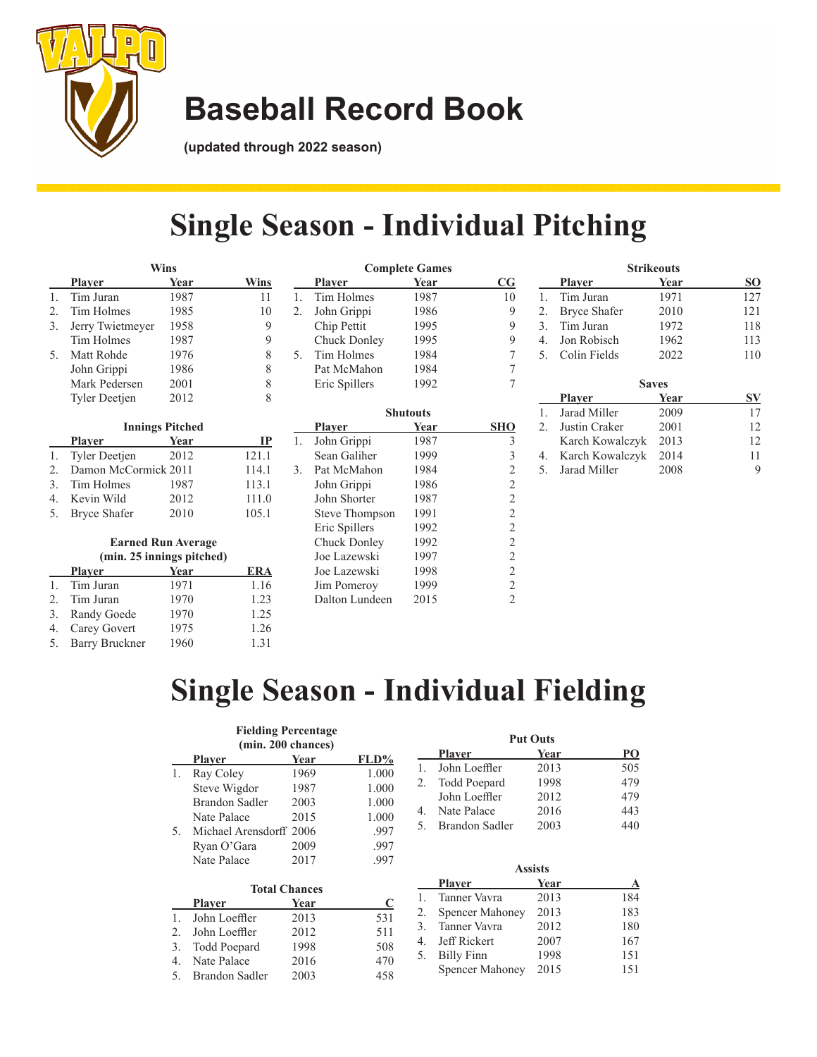# Baseball Record Book

**(updated through 2022 season)**

# Single Season - Individual Pitching

### Wins

| | Player | Year | Wins |
|---|---|---|---|
| 1. | Tim Juran | 1987 | 11 |
| 2. | Tim Holmes | 1985 | 10 |
| 3. | Jerry Twietmeyer | 1958 | 9 |
| | Tim Holmes | 1987 | 9 |
| 5. | Matt Rohde | 1976 | 8 |
| | John Grippi | 1986 | 8 |
| | Mark Pedersen | 2001 | 8 |
| | Tyler Deetjen | 2012 | 8 |

### Innings Pitched

| | Player | Year | IP |
|---|---|---|---|
| 1. | Tyler Deetjen | 2012 | 121.1 |
| 2. | Damon McCormick | 2011 | 114.1 |
| 3. | Tim Holmes | 1987 | 113.1 |
| 4. | Kevin Wild | 2012 | 111.0 |
| 5. | Bryce Shafer | 2010 | 105.1 |

### Earned Run Average (min. 25 innings pitched)

| | Player | Year | ERA |
|---|---|---|---|
| 1. | Tim Juran | 1971 | 1.16 |
| 2. | Tim Juran | 1970 | 1.23 |
| 3. | Randy Goede | 1970 | 1.25 |
| 4. | Carey Govert | 1975 | 1.26 |
| 5. | Barry Bruckner | 1960 | 1.31 |

### Complete Games

| | Player | Year | CG |
|---|---|---|---|
| 1. | Tim Holmes | 1987 | 10 |
| 2. | John Grippi | 1986 | 9 |
| | Chip Pettit | 1995 | 9 |
| | Chuck Donley | 1995 | 9 |
| 5. | Tim Holmes | 1984 | 7 |
| | Pat McMahon | 1984 | 7 |
| | Eric Spillers | 1992 | 7 |

### Shutouts

| | Player | Year | SHO |
|---|---|---|---|
| 1. | John Grippi | 1987 | 3 |
| | Sean Galiher | 1999 | 3 |
| 3. | Pat McMahon | 1984 | 2 |
| | John Grippi | 1986 | 2 |
| | John Shorter | 1987 | 2 |
| | Steve Thompson | 1991 | 2 |
| | Eric Spillers | 1992 | 2 |
| | Chuck Donley | 1992 | 2 |
| | Joe Lazewski | 1997 | 2 |
| | Joe Lazewski | 1998 | 2 |
| | Jim Pomeroy | 1999 | 2 |
| | Dalton Lundeen | 2015 | 2 |

### Strikeouts

| | Player | Year | SO |
|---|---|---|---|
| 1. | Tim Juran | 1971 | 127 |
| 2. | Bryce Shafer | 2010 | 121 |
| 3. | Tim Juran | 1972 | 118 |
| 4. | Jon Robisch | 1962 | 113 |
| 5. | Colin Fields | 2022 | 110 |

### Saves

| | Player | Year | SV |
|---|---|---|---|
| 1. | Jarad Miller | 2009 | 17 |
| 2. | Justin Craker | 2001 | 12 |
| | Karch Kowalczyk | 2013 | 12 |
| 4. | Karch Kowalczyk | 2014 | 11 |
| 5. | Jarad Miller | 2008 | 9 |

# Single Season - Individual Fielding

### Fielding Percentage (min. 200 chances)

| | Player | Year | FLD% |
|---|---|---|---|
| 1. | Ray Coley | 1969 | 1.000 |
| | Steve Wigdor | 1987 | 1.000 |
| | Brandon Sadler | 2003 | 1.000 |
| | Nate Palace | 2015 | 1.000 |
| 5. | Michael Arensdorff | 2006 | .997 |
| | Ryan O'Gara | 2009 | .997 |
| | Nate Palace | 2017 | .997 |

### Total Chances

| | Player | Year | C |
|---|---|---|---|
| 1. | John Loeffler | 2013 | 531 |
| 2. | John Loeffler | 2012 | 511 |
| 3. | Todd Poepard | 1998 | 508 |
| 4. | Nate Palace | 2016 | 470 |
| 5. | Brandon Sadler | 2003 | 458 |

### Put Outs

| | Player | Year | PO |
|---|---|---|---|
| 1. | John Loeffler | 2013 | 505 |
| 2. | Todd Poepard | 1998 | 479 |
| | John Loeffler | 2012 | 479 |
| 4. | Nate Palace | 2016 | 443 |
| 5. | Brandon Sadler | 2003 | 440 |

### Assists

| | Player | Year | A |
|---|---|---|---|
| 1. | Tanner Vavra | 2013 | 184 |
| 2. | Spencer Mahoney | 2013 | 183 |
| 3. | Tanner Vavra | 2012 | 180 |
| 4. | Jeff Rickert | 2007 | 167 |
| 5. | Billy Finn | 1998 | 151 |
| | Spencer Mahoney | 2015 | 151 |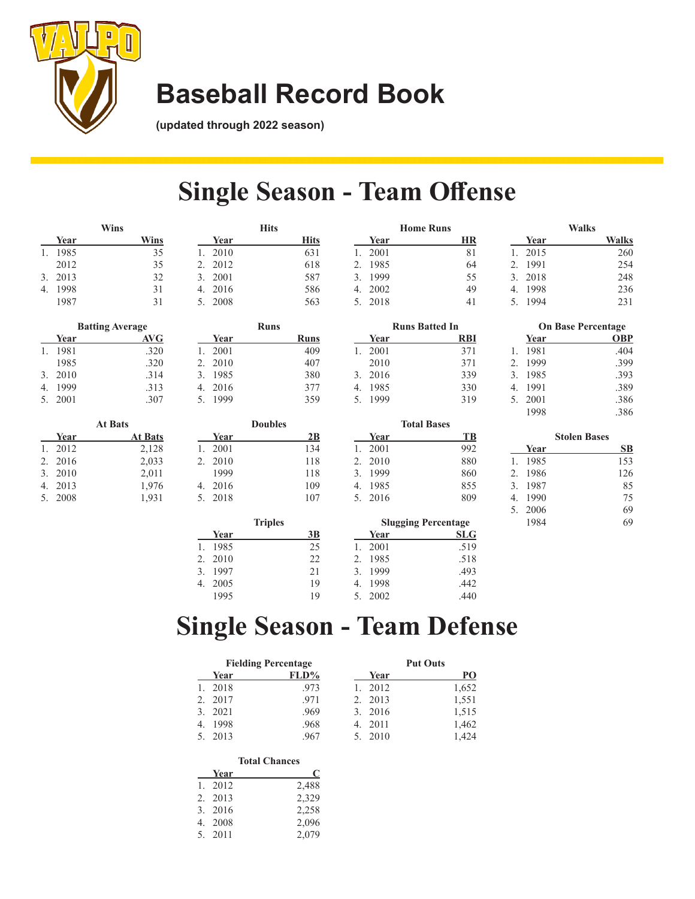# Baseball Record Book

**(updated through 2022 season)**

## Single Season - Team Offense

### Wins

| | Year | Wins |
|---|---|---|
| 1. | 1985 | 35 |
| | 2012 | 35 |
| 3. | 2013 | 32 |
| 4. | 1998 | 31 |
| | 1987 | 31 |

### Hits

| | Year | Hits |
|---|---|---|
| 1. | 2010 | 631 |
| 2. | 2012 | 618 |
| 3. | 2001 | 587 |
| 4. | 2016 | 586 |
| 5. | 2008 | 563 |

### Home Runs

| | Year | HR |
|---|---|---|
| 1. | 2001 | 81 |
| 2. | 1985 | 64 |
| 3. | 1999 | 55 |
| 4. | 2002 | 49 |
| 5. | 2018 | 41 |

### Walks

| | Year | Walks |
|---|---|---|
| 1. | 2015 | 260 |
| 2. | 1991 | 254 |
| 3. | 2018 | 248 |
| 4. | 1998 | 236 |
| 5. | 1994 | 231 |

### Batting Average

| | Year | AVG |
|---|---|---|
| 1. | 1981 | .320 |
| | 1985 | .320 |
| 3. | 2010 | .314 |
| 4. | 1999 | .313 |
| 5. | 2001 | .307 |

### Runs

| | Year | Runs |
|---|---|---|
| 1. | 2001 | 409 |
| 2. | 2010 | 407 |
| 3. | 1985 | 380 |
| 4. | 2016 | 377 |
| 5. | 1999 | 359 |

### Runs Batted In

| | Year | RBI |
|---|---|---|
| 1. | 2001 | 371 |
| | 2010 | 371 |
| 3. | 2016 | 339 |
| 4. | 1985 | 330 |
| 5. | 1999 | 319 |

### On Base Percentage

| | Year | OBP |
|---|---|---|
| 1. | 1981 | .404 |
| 2. | 1999 | .399 |
| 3. | 1985 | .393 |
| 4. | 1991 | .389 |
| 5. | 2001 | .386 |
| | 1998 | .386 |

### At Bats

| | Year | At Bats |
|---|---|---|
| 1. | 2012 | 2,128 |
| 2. | 2016 | 2,033 |
| 3. | 2010 | 2,011 |
| 4. | 2013 | 1,976 |
| 5. | 2008 | 1,931 |

### Doubles

| | Year | 2B |
|---|---|---|
| 1. | 2001 | 134 |
| 2. | 2010 | 118 |
| | 1999 | 118 |
| 4. | 2016 | 109 |
| 5. | 2018 | 107 |

### Total Bases

| | Year | TB |
|---|---|---|
| 1. | 2001 | 992 |
| 2. | 2010 | 880 |
| 3. | 1999 | 860 |
| 4. | 1985 | 855 |
| 5. | 2016 | 809 |

### Stolen Bases

| | Year | SB |
|---|---|---|
| 1. | 1985 | 153 |
| 2. | 1986 | 126 |
| 3. | 1987 | 85 |
| 4. | 1990 | 75 |
| 5. | 2006 | 69 |
| | 1984 | 69 |

### Triples

| | Year | 3B |
|---|---|---|
| 1. | 1985 | 25 |
| 2. | 2010 | 22 |
| 3. | 1997 | 21 |
| 4. | 2005 | 19 |
| | 1995 | 19 |

### Slugging Percentage

| | Year | SLG |
|---|---|---|
| 1. | 2001 | .519 |
| 2. | 1985 | .518 |
| 3. | 1999 | .493 |
| 4. | 1998 | .442 |
| 5. | 2002 | .440 |

## Single Season - Team Defense

### Fielding Percentage

| | Year | FLD% |
|---|---|---|
| 1. | 2018 | .973 |
| 2. | 2017 | .971 |
| 3. | 2021 | .969 |
| 4. | 1998 | .968 |
| 5. | 2013 | .967 |

### Put Outs

| | Year | PO |
|---|---|---|
| 1. | 2012 | 1,652 |
| 2. | 2013 | 1,551 |
| 3. | 2016 | 1,515 |
| 4. | 2011 | 1,462 |
| 5. | 2010 | 1,424 |

### Total Chances

| | Year | C |
|---|---|---|
| 1. | 2012 | 2,488 |
| 2. | 2013 | 2,329 |
| 3. | 2016 | 2,258 |
| 4. | 2008 | 2,096 |
| 5. | 2011 | 2,079 |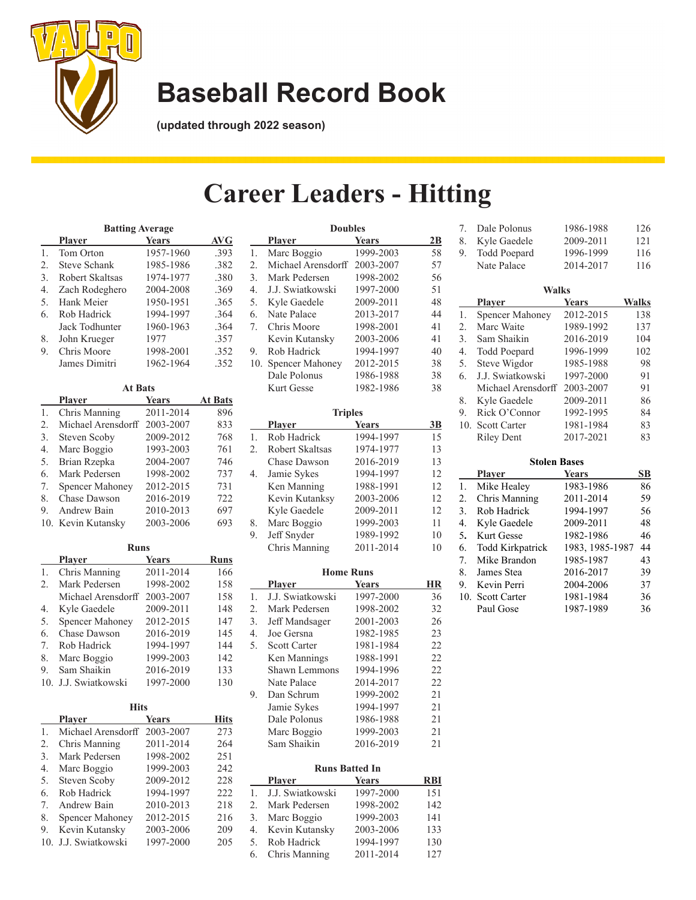# Baseball Record Book

**(updated through 2022 season)**

# Career Leaders - Hitting

### Batting Average

| | Player | Years | AVG |
|---|---|---|---|
| 1. | Tom Orton | 1957-1960 | .393 |
| 2. | Steve Schank | 1985-1986 | .382 |
| 3. | Robert Skaltsas | 1974-1977 | .380 |
| 4. | Zach Rodeghero | 2004-2008 | .369 |
| 5. | Hank Meier | 1950-1951 | .365 |
| 6. | Rob Hadrick | 1994-1997 | .364 |
| | Jack Todhunter | 1960-1963 | .364 |
| 8. | John Krueger | 1977 | .357 |
| 9. | Chris Moore | 1998-2001 | .352 |
| | James Dimitri | 1962-1964 | .352 |

### At Bats

| | Player | Years | At Bats |
|---|---|---|---|
| 1. | Chris Manning | 2011-2014 | 896 |
| 2. | Michael Arensdorff | 2003-2007 | 833 |
| 3. | Steven Scoby | 2009-2012 | 768 |
| 4. | Marc Boggio | 1993-2003 | 761 |
| 5. | Brian Rzepka | 2004-2007 | 746 |
| 6. | Mark Pedersen | 1998-2002 | 737 |
| 7. | Spencer Mahoney | 2012-2015 | 731 |
| 8. | Chase Dawson | 2016-2019 | 722 |
| 9. | Andrew Bain | 2010-2013 | 697 |
| 10. | Kevin Kutansky | 2003-2006 | 693 |

### Runs

| | Player | Years | Runs |
|---|---|---|---|
| 1. | Chris Manning | 2011-2014 | 166 |
| 2. | Mark Pedersen | 1998-2002 | 158 |
| | Michael Arensdorff | 2003-2007 | 158 |
| 4. | Kyle Gaedele | 2009-2011 | 148 |
| 5. | Spencer Mahoney | 2012-2015 | 147 |
| 6. | Chase Dawson | 2016-2019 | 145 |
| 7. | Rob Hadrick | 1994-1997 | 144 |
| 8. | Marc Boggio | 1999-2003 | 142 |
| 9. | Sam Shaikin | 2016-2019 | 133 |
| 10. | J.J. Swiatkowski | 1997-2000 | 130 |

### Hits

| | Player | Years | Hits |
|---|---|---|---|
| 1. | Michael Arensdorff | 2003-2007 | 273 |
| 2. | Chris Manning | 2011-2014 | 264 |
| 3. | Mark Pedersen | 1998-2002 | 251 |
| 4. | Marc Boggio | 1999-2003 | 242 |
| 5. | Steven Scoby | 2009-2012 | 228 |
| 6. | Rob Hadrick | 1994-1997 | 222 |
| 7. | Andrew Bain | 2010-2013 | 218 |
| 8. | Spencer Mahoney | 2012-2015 | 216 |
| 9. | Kevin Kutansky | 2003-2006 | 209 |
| 10. | J.J. Swiatkowski | 1997-2000 | 205 |

### Doubles

| | Player | Years | 2B |
|---|---|---|---|
| 1. | Marc Boggio | 1999-2003 | 58 |
| 2. | Michael Arensdorff | 2003-2007 | 57 |
| 3. | Mark Pedersen | 1998-2002 | 56 |
| 4. | J.J. Swiatkowski | 1997-2000 | 51 |
| 5. | Kyle Gaedele | 2009-2011 | 48 |
| 6. | Nate Palace | 2013-2017 | 44 |
| 7. | Chris Moore | 1998-2001 | 41 |
| | Kevin Kutansky | 2003-2006 | 41 |
| 9. | Rob Hadrick | 1994-1997 | 40 |
| 10. | Spencer Mahoney | 2012-2015 | 38 |
| | Dale Polonus | 1986-1988 | 38 |
| | Kurt Gesse | 1982-1986 | 38 |

### Triples

| | Player | Years | 3B |
|---|---|---|---|
| 1. | Rob Hadrick | 1994-1997 | 15 |
| 2. | Robert Skaltsas | 1974-1977 | 13 |
| | Chase Dawson | 2016-2019 | 13 |
| 4. | Jamie Sykes | 1994-1997 | 12 |
| | Ken Manning | 1988-1991 | 12 |
| | Kevin Kutanksy | 2003-2006 | 12 |
| | Kyle Gaedele | 2009-2011 | 12 |
| 8. | Marc Boggio | 1999-2003 | 11 |
| 9. | Jeff Snyder | 1989-1992 | 10 |
| | Chris Manning | 2011-2014 | 10 |

### Home Runs

| | Player | Years | HR |
|---|---|---|---|
| 1. | J.J. Swiatkowski | 1997-2000 | 36 |
| 2. | Mark Pedersen | 1998-2002 | 32 |
| 3. | Jeff Mandsager | 2001-2003 | 26 |
| 4. | Joe Gersna | 1982-1985 | 23 |
| 5. | Scott Carter | 1981-1984 | 22 |
| | Ken Mannings | 1988-1991 | 22 |
| | Shawn Lemmons | 1994-1996 | 22 |
| | Nate Palace | 2014-2017 | 22 |
| 9. | Dan Schrum | 1999-2002 | 21 |
| | Jamie Sykes | 1994-1997 | 21 |
| | Dale Polonus | 1986-1988 | 21 |
| | Marc Boggio | 1999-2003 | 21 |
| | Sam Shaikin | 2016-2019 | 21 |

### Runs Batted In

| | Player | Years | RBI |
|---|---|---|---|
| 1. | J.J. Swiatkowski | 1997-2000 | 151 |
| 2. | Mark Pedersen | 1998-2002 | 142 |
| 3. | Marc Boggio | 1999-2003 | 141 |
| 4. | Kevin Kutansky | 2003-2006 | 133 |
| 5. | Rob Hadrick | 1994-1997 | 130 |
| 6. | Chris Manning | 2011-2014 | 127 |
| 7. | Dale Polonus | 1986-1988 | 126 |
| 8. | Kyle Gaedele | 2009-2011 | 121 |
| 9. | Todd Poepard | 1996-1999 | 116 |
| | Nate Palace | 2014-2017 | 116 |

### Walks

| | Player | Years | Walks |
|---|---|---|---|
| 1. | Spencer Mahoney | 2012-2015 | 138 |
| 2. | Marc Waite | 1989-1992 | 137 |
| 3. | Sam Shaikin | 2016-2019 | 104 |
| 4. | Todd Poepard | 1996-1999 | 102 |
| 5. | Steve Wigdor | 1985-1988 | 98 |
| 6. | J.J. Swiatkowski | 1997-2000 | 91 |
| | Michael Arensdorff | 2003-2007 | 91 |
| 8. | Kyle Gaedele | 2009-2011 | 86 |
| 9. | Rick O'Connor | 1992-1995 | 84 |
| 10. | Scott Carter | 1981-1984 | 83 |
| | Riley Dent | 2017-2021 | 83 |

### Stolen Bases

| | Player | Years | SB |
|---|---|---|---|
| 1. | Mike Healey | 1983-1986 | 86 |
| 2. | Chris Manning | 2011-2014 | 59 |
| 3. | Rob Hadrick | 1994-1997 | 56 |
| 4. | Kyle Gaedele | 2009-2011 | 48 |
| 5. | Kurt Gesse | 1982-1986 | 46 |
| 6. | Todd Kirkpatrick | 1983, 1985-1987 | 44 |
| 7. | Mike Brandon | 1985-1987 | 43 |
| 8. | James Stea | 2016-2017 | 39 |
| 9. | Kevin Perri | 2004-2006 | 37 |
| 10. | Scott Carter | 1981-1984 | 36 |
| | Paul Gose | 1987-1989 | 36 |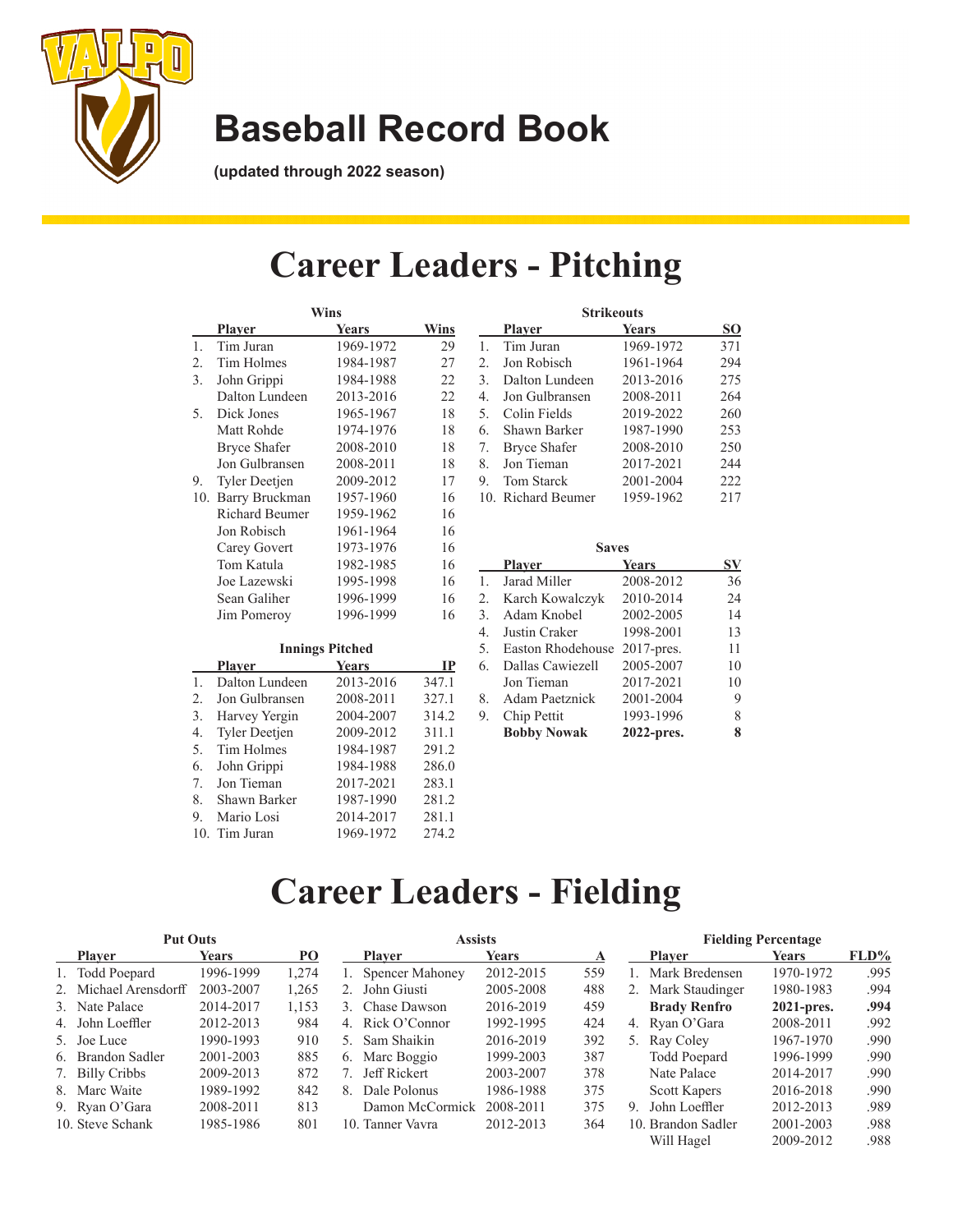# Baseball Record Book

**(updated through 2022 season)**

# Career Leaders - Pitching

### Wins

| | Player | Years | Wins |
|---|---|---|---|
| 1. | Tim Juran | 1969-1972 | 29 |
| 2. | Tim Holmes | 1984-1987 | 27 |
| 3. | John Grippi | 1984-1988 | 22 |
| | Dalton Lundeen | 2013-2016 | 22 |
| 5. | Dick Jones | 1965-1967 | 18 |
| | Matt Rohde | 1974-1976 | 18 |
| | Bryce Shafer | 2008-2010 | 18 |
| | Jon Gulbransen | 2008-2011 | 18 |
| 9. | Tyler Deetjen | 2009-2012 | 17 |
| 10. | Barry Bruckman | 1957-1960 | 16 |
| | Richard Beumer | 1959-1962 | 16 |
| | Jon Robisch | 1961-1964 | 16 |
| | Carey Govert | 1973-1976 | 16 |
| | Tom Katula | 1982-1985 | 16 |
| | Joe Lazewski | 1995-1998 | 16 |
| | Sean Galiher | 1996-1999 | 16 |
| | Jim Pomeroy | 1996-1999 | 16 |

### Innings Pitched

| | Player | Years | IP |
|---|---|---|---|
| 1. | Dalton Lundeen | 2013-2016 | 347.1 |
| 2. | Jon Gulbransen | 2008-2011 | 327.1 |
| 3. | Harvey Yergin | 2004-2007 | 314.2 |
| 4. | Tyler Deetjen | 2009-2012 | 311.1 |
| 5. | Tim Holmes | 1984-1987 | 291.2 |
| 6. | John Grippi | 1984-1988 | 286.0 |
| 7. | Jon Tieman | 2017-2021 | 283.1 |
| 8. | Shawn Barker | 1987-1990 | 281.2 |
| 9. | Mario Losi | 2014-2017 | 281.1 |
| 10. | Tim Juran | 1969-1972 | 274.2 |

### Strikeouts

| | Player | Years | SO |
|---|---|---|---|
| 1. | Tim Juran | 1969-1972 | 371 |
| 2. | Jon Robisch | 1961-1964 | 294 |
| 3. | Dalton Lundeen | 2013-2016 | 275 |
| 4. | Jon Gulbransen | 2008-2011 | 264 |
| 5. | Colin Fields | 2019-2022 | 260 |
| 6. | Shawn Barker | 1987-1990 | 253 |
| 7. | Bryce Shafer | 2008-2010 | 250 |
| 8. | Jon Tieman | 2017-2021 | 244 |
| 9. | Tom Starck | 2001-2004 | 222 |
| 10. | Richard Beumer | 1959-1962 | 217 |

### Saves

| | Player | Years | SV |
|---|---|---|---|
| 1. | Jarad Miller | 2008-2012 | 36 |
| 2. | Karch Kowalczyk | 2010-2014 | 24 |
| 3. | Adam Knobel | 2002-2005 | 14 |
| 4. | Justin Craker | 1998-2001 | 13 |
| 5. | Easton Rhodehouse | 2017-pres. | 11 |
| 6. | Dallas Cawiezell | 2005-2007 | 10 |
| | Jon Tieman | 2017-2021 | 10 |
| 8. | Adam Paetznick | 2001-2004 | 9 |
| 9. | Chip Pettit | 1993-1996 | 8 |
| | **Bobby Nowak** | **2022-pres.** | **8** |

# Career Leaders - Fielding

### Put Outs

| | Player | Years | PO |
|---|---|---|---|
| 1. | Todd Poepard | 1996-1999 | 1,274 |
| 2. | Michael Arensdorff | 2003-2007 | 1,265 |
| 3. | Nate Palace | 2014-2017 | 1,153 |
| 4. | John Loeffler | 2012-2013 | 984 |
| 5. | Joe Luce | 1990-1993 | 910 |
| 6. | Brandon Sadler | 2001-2003 | 885 |
| 7. | Billy Cribbs | 2009-2013 | 872 |
| 8. | Marc Waite | 1989-1992 | 842 |
| 9. | Ryan O'Gara | 2008-2011 | 813 |
| 10. | Steve Schank | 1985-1986 | 801 |

### Assists

| | Player | Years | A |
|---|---|---|---|
| 1. | Spencer Mahoney | 2012-2015 | 559 |
| 2. | John Giusti | 2005-2008 | 488 |
| 3. | Chase Dawson | 2016-2019 | 459 |
| 4. | Rick O'Connor | 1992-1995 | 424 |
| 5. | Sam Shaikin | 2016-2019 | 392 |
| 6. | Marc Boggio | 1999-2003 | 387 |
| 7. | Jeff Rickert | 2003-2007 | 378 |
| 8. | Dale Polonus | 1986-1988 | 375 |
| | Damon McCormick | 2008-2011 | 375 |
| 10. | Tanner Vavra | 2012-2013 | 364 |

### Fielding Percentage

| | Player | Years | FLD% |
|---|---|---|---|
| 1. | Mark Bredensen | 1970-1972 | .995 |
| 2. | Mark Staudinger | 1980-1983 | .994 |
| | **Brady Renfro** | **2021-pres.** | **.994** |
| 4. | Ryan O'Gara | 2008-2011 | .992 |
| 5. | Ray Coley | 1967-1970 | .990 |
| | Todd Poepard | 1996-1999 | .990 |
| | Nate Palace | 2014-2017 | .990 |
| | Scott Kapers | 2016-2018 | .990 |
| 9. | John Loeffler | 2012-2013 | .989 |
| 10. | Brandon Sadler | 2001-2003 | .988 |
| | Will Hagel | 2009-2012 | .988 |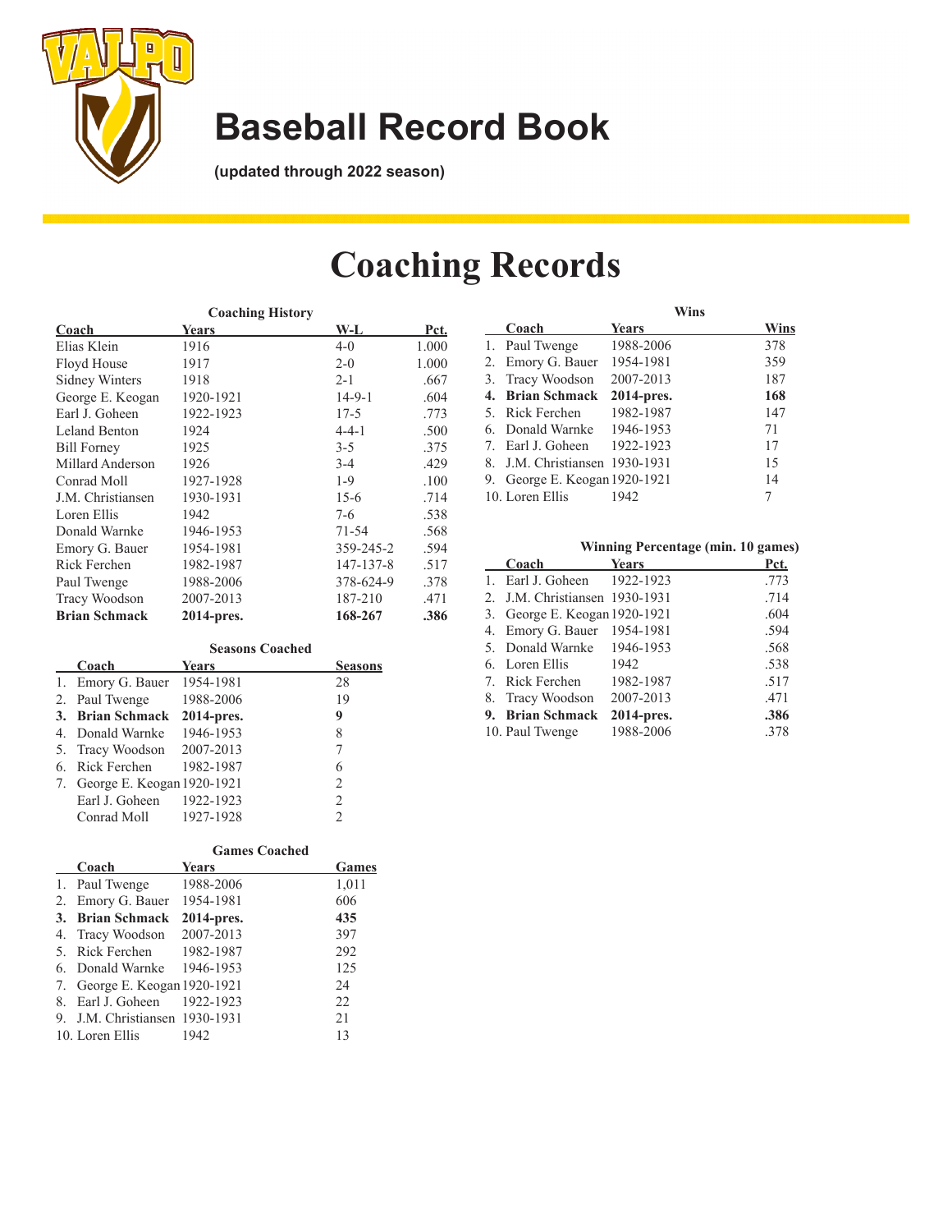# Baseball Record Book

**(updated through 2022 season)**

# Coaching Records

**Coaching History**

| Coach | Years | W-L | Pct. |
|---|---|---|---|
| Elias Klein | 1916 | 4-0 | 1.000 |
| Floyd House | 1917 | 2-0 | 1.000 |
| Sidney Winters | 1918 | 2-1 | .667 |
| George E. Keogan | 1920-1921 | 14-9-1 | .604 |
| Earl J. Goheen | 1922-1923 | 17-5 | .773 |
| Leland Benton | 1924 | 4-4-1 | .500 |
| Bill Forney | 1925 | 3-5 | .375 |
| Millard Anderson | 1926 | 3-4 | .429 |
| Conrad Moll | 1927-1928 | 1-9 | .100 |
| J.M. Christiansen | 1930-1931 | 15-6 | .714 |
| Loren Ellis | 1942 | 7-6 | .538 |
| Donald Warnke | 1946-1953 | 71-54 | .568 |
| Emory G. Bauer | 1954-1981 | 359-245-2 | .594 |
| Rick Ferchen | 1982-1987 | 147-137-8 | .517 |
| Paul Twenge | 1988-2006 | 378-624-9 | .378 |
| Tracy Woodson | 2007-2013 | 187-210 | .471 |
| **Brian Schmack** | **2014-pres.** | **168-267** | **.386** |

**Seasons Coached**

| | Coach | Years | Seasons |
|---|---|---|---|
| 1. | Emory G. Bauer | 1954-1981 | 28 |
| 2. | Paul Twenge | 1988-2006 | 19 |
| **3.** | **Brian Schmack** | **2014-pres.** | **9** |
| 4. | Donald Warnke | 1946-1953 | 8 |
| 5. | Tracy Woodson | 2007-2013 | 7 |
| 6. | Rick Ferchen | 1982-1987 | 6 |
| 7. | George E. Keogan | 1920-1921 | 2 |
| | Earl J. Goheen | 1922-1923 | 2 |
| | Conrad Moll | 1927-1928 | 2 |

**Games Coached**

| | Coach | Years | Games |
|---|---|---|---|
| 1. | Paul Twenge | 1988-2006 | 1,011 |
| 2. | Emory G. Bauer | 1954-1981 | 606 |
| **3.** | **Brian Schmack** | **2014-pres.** | **435** |
| 4. | Tracy Woodson | 2007-2013 | 397 |
| 5. | Rick Ferchen | 1982-1987 | 292 |
| 6. | Donald Warnke | 1946-1953 | 125 |
| 7. | George E. Keogan | 1920-1921 | 24 |
| 8. | Earl J. Goheen | 1922-1923 | 22 |
| 9. | J.M. Christiansen | 1930-1931 | 21 |
| 10. | Loren Ellis | 1942 | 13 |

**Wins**

| | Coach | Years | Wins |
|---|---|---|---|
| 1. | Paul Twenge | 1988-2006 | 378 |
| 2. | Emory G. Bauer | 1954-1981 | 359 |
| 3. | Tracy Woodson | 2007-2013 | 187 |
| **4.** | **Brian Schmack** | **2014-pres.** | **168** |
| 5. | Rick Ferchen | 1982-1987 | 147 |
| 6. | Donald Warnke | 1946-1953 | 71 |
| 7. | Earl J. Goheen | 1922-1923 | 17 |
| 8. | J.M. Christiansen | 1930-1931 | 15 |
| 9. | George E. Keogan | 1920-1921 | 14 |
| 10. | Loren Ellis | 1942 | 7 |

**Winning Percentage (min. 10 games)**

| | Coach | Years | Pct. |
|---|---|---|---|
| 1. | Earl J. Goheen | 1922-1923 | .773 |
| 2. | J.M. Christiansen | 1930-1931 | .714 |
| 3. | George E. Keogan | 1920-1921 | .604 |
| 4. | Emory G. Bauer | 1954-1981 | .594 |
| 5. | Donald Warnke | 1946-1953 | .568 |
| 6. | Loren Ellis | 1942 | .538 |
| 7. | Rick Ferchen | 1982-1987 | .517 |
| 8. | Tracy Woodson | 2007-2013 | .471 |
| **9.** | **Brian Schmack** | **2014-pres.** | **.386** |
| 10. | Paul Twenge | 1988-2006 | .378 |